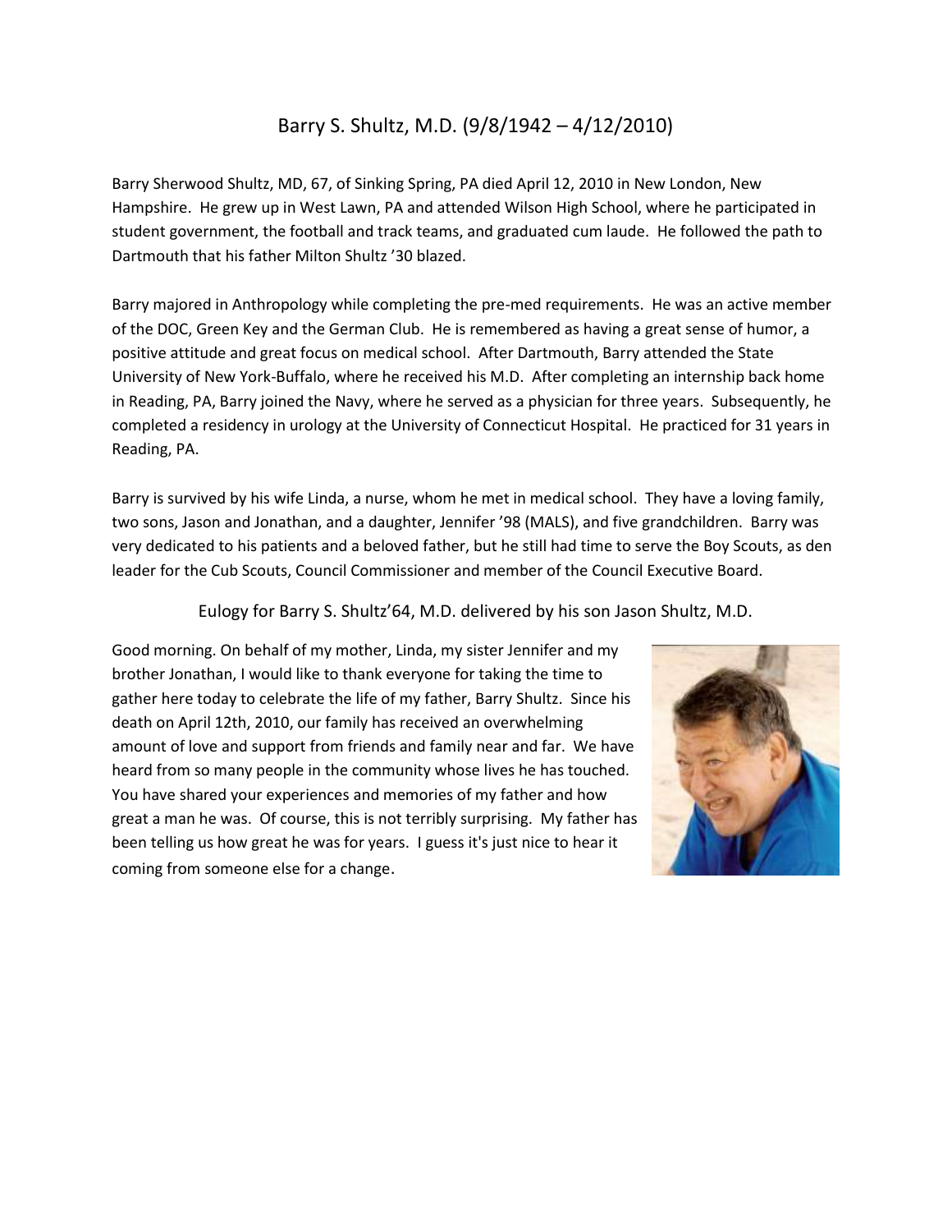# Barry S. Shultz, M.D. (9/8/1942 – 4/12/2010)

Barry Sherwood Shultz, MD, 67, of Sinking Spring, PA died April 12, 2010 in New London, New Hampshire. He grew up in West Lawn, PA and attended Wilson High School, where he participated in student government, the football and track teams, and graduated cum laude. He followed the path to Dartmouth that his father Milton Shultz '30 blazed.

Barry majored in Anthropology while completing the pre-med requirements. He was an active member of the DOC, Green Key and the German Club. He is remembered as having a great sense of humor, a positive attitude and great focus on medical school. After Dartmouth, Barry attended the State University of New York-Buffalo, where he received his M.D. After completing an internship back home in Reading, PA, Barry joined the Navy, where he served as a physician for three years. Subsequently, he completed a residency in urology at the University of Connecticut Hospital. He practiced for 31 years in Reading, PA.

Barry is survived by his wife Linda, a nurse, whom he met in medical school. They have a loving family, two sons, Jason and Jonathan, and a daughter, Jennifer '98 (MALS), and five grandchildren. Barry was very dedicated to his patients and a beloved father, but he still had time to serve the Boy Scouts, as den leader for the Cub Scouts, Council Commissioner and member of the Council Executive Board.

## Eulogy for Barry S. Shultz'64, M.D. delivered by his son Jason Shultz, M.D.

Good morning. On behalf of my mother, Linda, my sister Jennifer and my brother Jonathan, I would like to thank everyone for taking the time to gather here today to celebrate the life of my father, Barry Shultz. Since his death on April 12th, 2010, our family has received an overwhelming amount of love and support from friends and family near and far. We have heard from so many people in the community whose lives he has touched. You have shared your experiences and memories of my father and how great a man he was. Of course, this is not terribly surprising. My father has been telling us how great he was for years. I guess it's just nice to hear it coming from someone else for a change.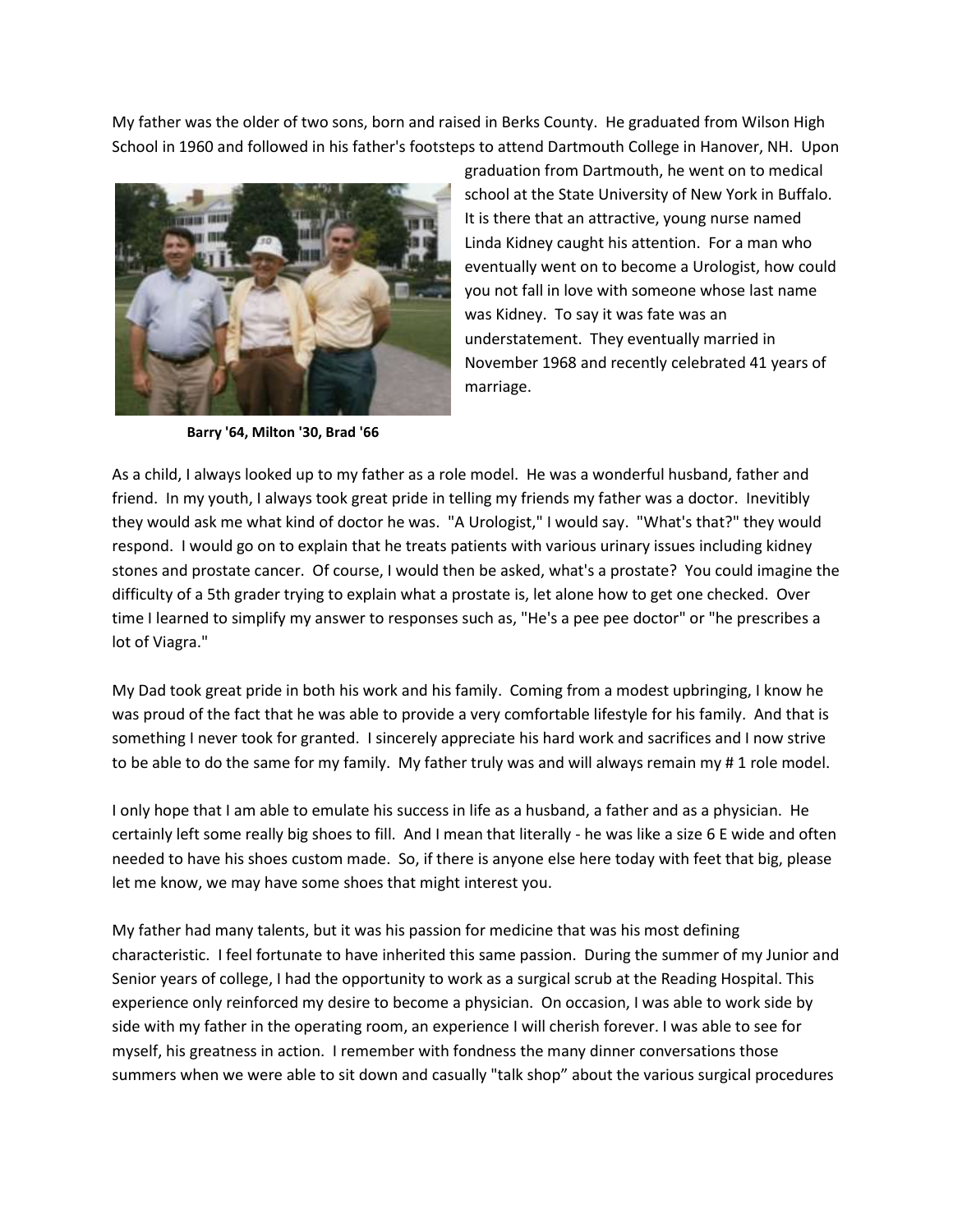My father was the older of two sons, born and raised in Berks County. He graduated from Wilson High School in 1960 and followed in his father's footsteps to attend Dartmouth College in Hanover, NH. Upon graduation from Dartmouth, he went on to medical school at the State University of New York in Buffalo. It is there that an attractive, young nurse named Linda Kidney caught his attention. For a man who eventually went on to become a Urologist, how could you not fall in love with someone whose last name was Kidney. To say it was fate was an understatement. They eventually married in November 1968 and recently celebrated 41 years of marriage.

**Barry '64, Milton '30, Brad '66**

As a child, I always looked up to my father as a role model. He was a wonderful husband, father and friend. In my youth, I always took great pride in telling my friends my father was a doctor. Inevitibly they would ask me what kind of doctor he was. "A Urologist," I would say. "What's that?" they would respond. I would go on to explain that he treats patients with various urinary issues including kidney stones and prostate cancer. Of course, I would then be asked, what's a prostate? You could imagine the difficulty of a 5th grader trying to explain what a prostate is, let alone how to get one checked. Over time I learned to simplify my answer to responses such as, "He's a pee pee doctor" or "he prescribes a lot of Viagra."

My Dad took great pride in both his work and his family. Coming from a modest upbringing, I know he was proud of the fact that he was able to provide a very comfortable lifestyle for his family. And that is something I never took for granted. I sincerely appreciate his hard work and sacrifices and I now strive to be able to do the same for my family. My father truly was and will always remain my # 1 role model.

I only hope that I am able to emulate his success in life as a husband, a father and as a physician. He certainly left some really big shoes to fill. And I mean that literally - he was like a size 6 E wide and often needed to have his shoes custom made. So, if there is anyone else here today with feet that big, please let me know, we may have some shoes that might interest you.

My father had many talents, but it was his passion for medicine that was his most defining characteristic. I feel fortunate to have inherited this same passion. During the summer of my Junior and Senior years of college, I had the opportunity to work as a surgical scrub at the Reading Hospital. This experience only reinforced my desire to become a physician. On occasion, I was able to work side by side with my father in the operating room, an experience I will cherish forever. I was able to see for myself, his greatness in action. I remember with fondness the many dinner conversations those summers when we were able to sit down and casually "talk shop" about the various surgical procedures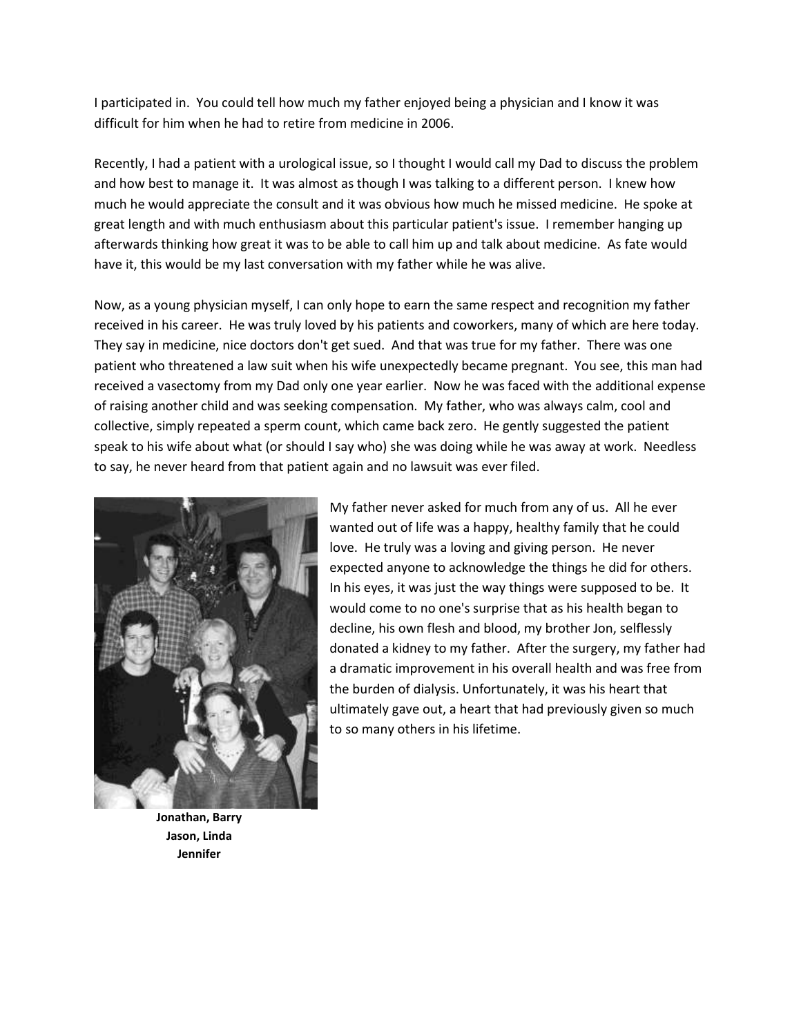I participated in. You could tell how much my father enjoyed being a physician and I know it was difficult for him when he had to retire from medicine in 2006.

Recently, I had a patient with a urological issue, so I thought I would call my Dad to discuss the problem and how best to manage it. It was almost as though I was talking to a different person. I knew how much he would appreciate the consult and it was obvious how much he missed medicine. He spoke at great length and with much enthusiasm about this particular patient's issue. I remember hanging up afterwards thinking how great it was to be able to call him up and talk about medicine. As fate would have it, this would be my last conversation with my father while he was alive.

Now, as a young physician myself, I can only hope to earn the same respect and recognition my father received in his career. He was truly loved by his patients and coworkers, many of which are here today. They say in medicine, nice doctors don't get sued. And that was true for my father. There was one patient who threatened a law suit when his wife unexpectedly became pregnant. You see, this man had received a vasectomy from my Dad only one year earlier. Now he was faced with the additional expense of raising another child and was seeking compensation. My father, who was always calm, cool and collective, simply repeated a sperm count, which came back zero. He gently suggested the patient speak to his wife about what (or should I say who) she was doing while he was away at work. Needless to say, he never heard from that patient again and no lawsuit was ever filed.

**Jonathan, Barry**
**Jason, Linda**
**Jennifer**

My father never asked for much from any of us. All he ever wanted out of life was a happy, healthy family that he could love. He truly was a loving and giving person. He never expected anyone to acknowledge the things he did for others. In his eyes, it was just the way things were supposed to be. It would come to no one's surprise that as his health began to decline, his own flesh and blood, my brother Jon, selflessly donated a kidney to my father. After the surgery, my father had a dramatic improvement in his overall health and was free from the burden of dialysis. Unfortunately, it was his heart that ultimately gave out, a heart that had previously given so much to so many others in his lifetime.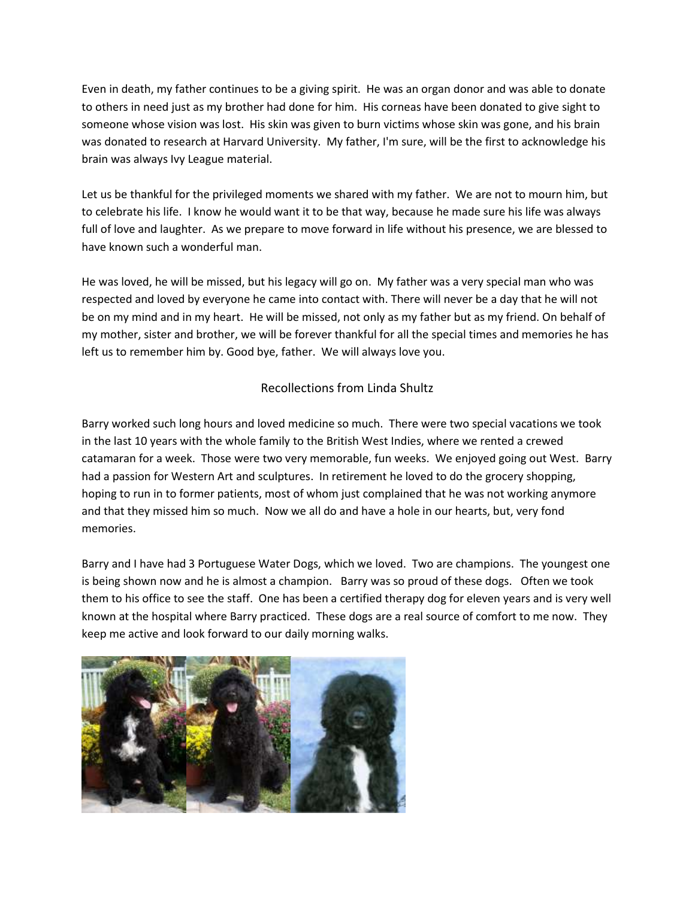Even in death, my father continues to be a giving spirit. He was an organ donor and was able to donate to others in need just as my brother had done for him. His corneas have been donated to give sight to someone whose vision was lost. His skin was given to burn victims whose skin was gone, and his brain was donated to research at Harvard University. My father, I'm sure, will be the first to acknowledge his brain was always Ivy League material.

Let us be thankful for the privileged moments we shared with my father. We are not to mourn him, but to celebrate his life. I know he would want it to be that way, because he made sure his life was always full of love and laughter. As we prepare to move forward in life without his presence, we are blessed to have known such a wonderful man.

He was loved, he will be missed, but his legacy will go on. My father was a very special man who was respected and loved by everyone he came into contact with. There will never be a day that he will not be on my mind and in my heart. He will be missed, not only as my father but as my friend. On behalf of my mother, sister and brother, we will be forever thankful for all the special times and memories he has left us to remember him by. Good bye, father. We will always love you.

## Recollections from Linda Shultz

Barry worked such long hours and loved medicine so much. There were two special vacations we took in the last 10 years with the whole family to the British West Indies, where we rented a crewed catamaran for a week. Those were two very memorable, fun weeks. We enjoyed going out West. Barry had a passion for Western Art and sculptures. In retirement he loved to do the grocery shopping, hoping to run in to former patients, most of whom just complained that he was not working anymore and that they missed him so much. Now we all do and have a hole in our hearts, but, very fond memories.

Barry and I have had 3 Portuguese Water Dogs, which we loved. Two are champions. The youngest one is being shown now and he is almost a champion. Barry was so proud of these dogs. Often we took them to his office to see the staff. One has been a certified therapy dog for eleven years and is very well known at the hospital where Barry practiced. These dogs are a real source of comfort to me now. They keep me active and look forward to our daily morning walks.